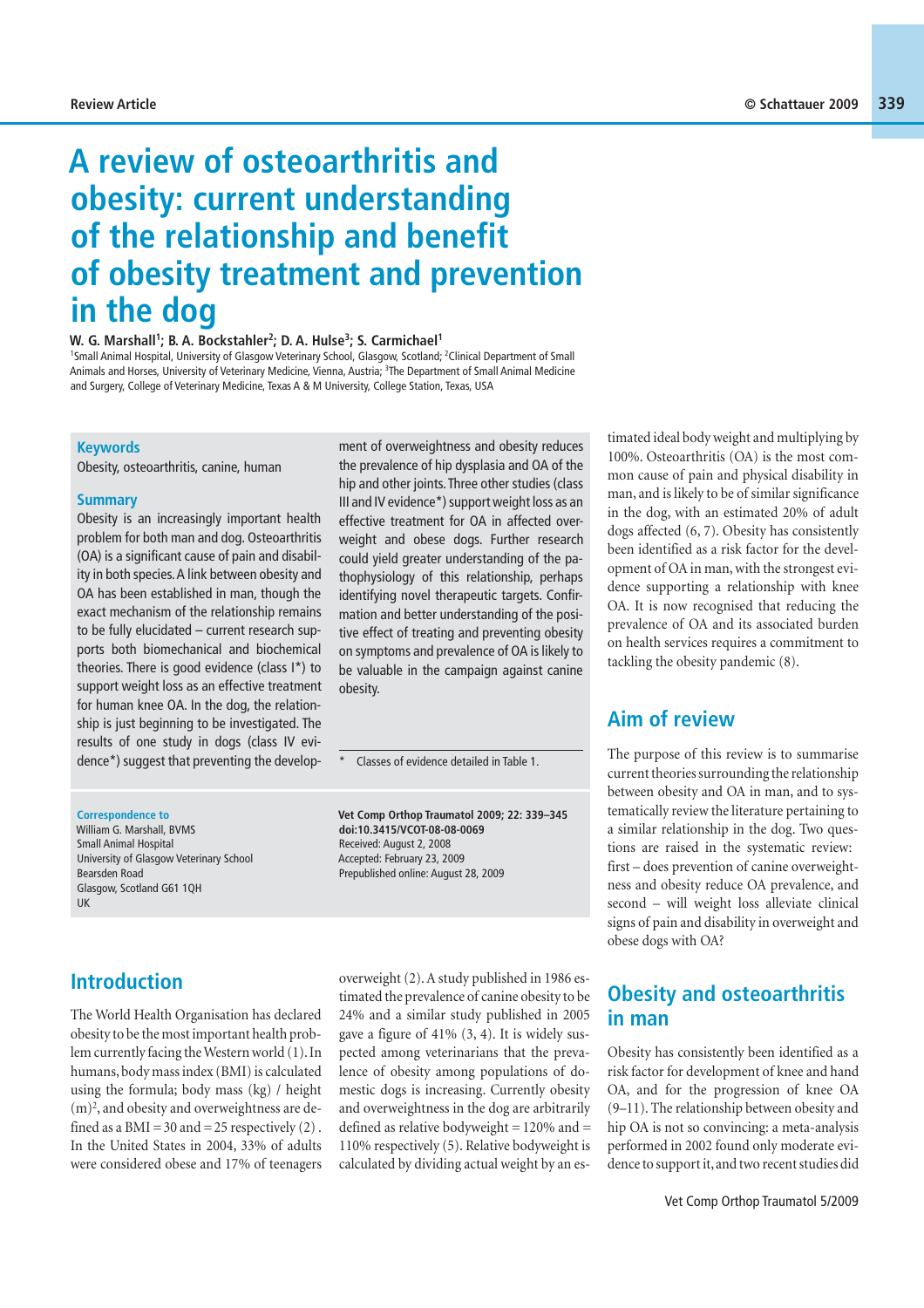Review Article

# A review of osteoarthritis and obesity: current understanding of the relationship and benefit of obesity treatment and prevention in the dog

**W. G. Marshall[1]; B. A. Bockstahler[2]; D. A. Hulse[3]; S. Carmichael[1]**

[1]Small Animal Hospital, University of Glasgow Veterinary School, Glasgow, Scotland; [2]Clinical Department of Small Animals and Horses, University of Veterinary Medicine, Vienna, Austria; [3]The Department of Small Animal Medicine and Surgery, College of Veterinary Medicine, Texas A & M University, College Station, Texas, USA

### Keywords

Obesity, osteoarthritis, canine, human

### Summary

Obesity is an increasingly important health problem for both man and dog. Osteoarthritis (OA) is a significant cause of pain and disability in both species. A link between obesity and OA has been established in man, though the exact mechanism of the relationship remains to be fully elucidated – current research supports both biomechanical and biochemical theories. There is good evidence (class I*) to support weight loss as an effective treatment for human knee OA. In the dog, the relationship is just beginning to be investigated. The results of one study in dogs (class IV evidence*) suggest that preventing the development of overweightness and obesity reduces the prevalence of hip dysplasia and OA of the hip and other joints. Three other studies (class III and IV evidence*) support weight loss as an effective treatment for OA in affected overweight and obese dogs. Further research could yield greater understanding of the pathophysiology of this relationship, perhaps identifying novel therapeutic targets. Confirmation and better understanding of the positive effect of treating and preventing obesity on symptoms and prevalence of OA is likely to be valuable in the campaign against canine obesity.

\* Classes of evidence detailed in Table 1.

**Correspondence to**
William G. Marshall, BVMS
Small Animal Hospital
University of Glasgow Veterinary School
Bearsden Road
Glasgow, Scotland G61 1QH
UK

**Vet Comp Orthop Traumatol 2009; 22: 339–345**
**doi:10.3415/VCOT-08-08-0069**
Received: August 2, 2008
Accepted: February 23, 2009
Prepublished online: August 28, 2009

## Introduction

The World Health Organisation has declared obesity to be the most important health problem currently facing the Western world (1). In humans, body mass index (BMI) is calculated using the formula; body mass (kg) / height $(m)^2$, and obesity and overweightness are defined as a BMI = 30 and = 25 respectively (2). In the United States in 2004, 33% of adults were considered obese and 17% of teenagers overweight (2). A study published in 1986 estimated the prevalence of canine obesity to be 24% and a similar study published in 2005 gave a figure of 41% (3, 4). It is widely suspected among veterinarians that the prevalence of obesity among populations of domestic dogs is increasing. Currently obesity and overweightness in the dog are arbitrarily defined as relative bodyweight = 120% and = 110% respectively (5). Relative bodyweight is calculated by dividing actual weight by an estimated ideal body weight and multiplying by 100%. Osteoarthritis (OA) is the most common cause of pain and physical disability in man, and is likely to be of similar significance in the dog, with an estimated 20% of adult dogs affected (6, 7). Obesity has consistently been identified as a risk factor for the development of OA in man, with the strongest evidence supporting a relationship with knee OA. It is now recognised that reducing the prevalence of OA and its associated burden on health services requires a commitment to tackling the obesity pandemic (8).

## Aim of review

The purpose of this review is to summarise current theories surrounding the relationship between obesity and OA in man, and to systematically review the literature pertaining to a similar relationship in the dog. Two questions are raised in the systematic review: first – does prevention of canine overweightness and obesity reduce OA prevalence, and second – will weight loss alleviate clinical signs of pain and disability in overweight and obese dogs with OA?

## Obesity and osteoarthritis in man

Obesity has consistently been identified as a risk factor for development of knee and hand OA, and for the progression of knee OA (9–11). The relationship between obesity and hip OA is not so convincing: a meta-analysis performed in 2002 found only moderate evidence to support it, and two recent studies did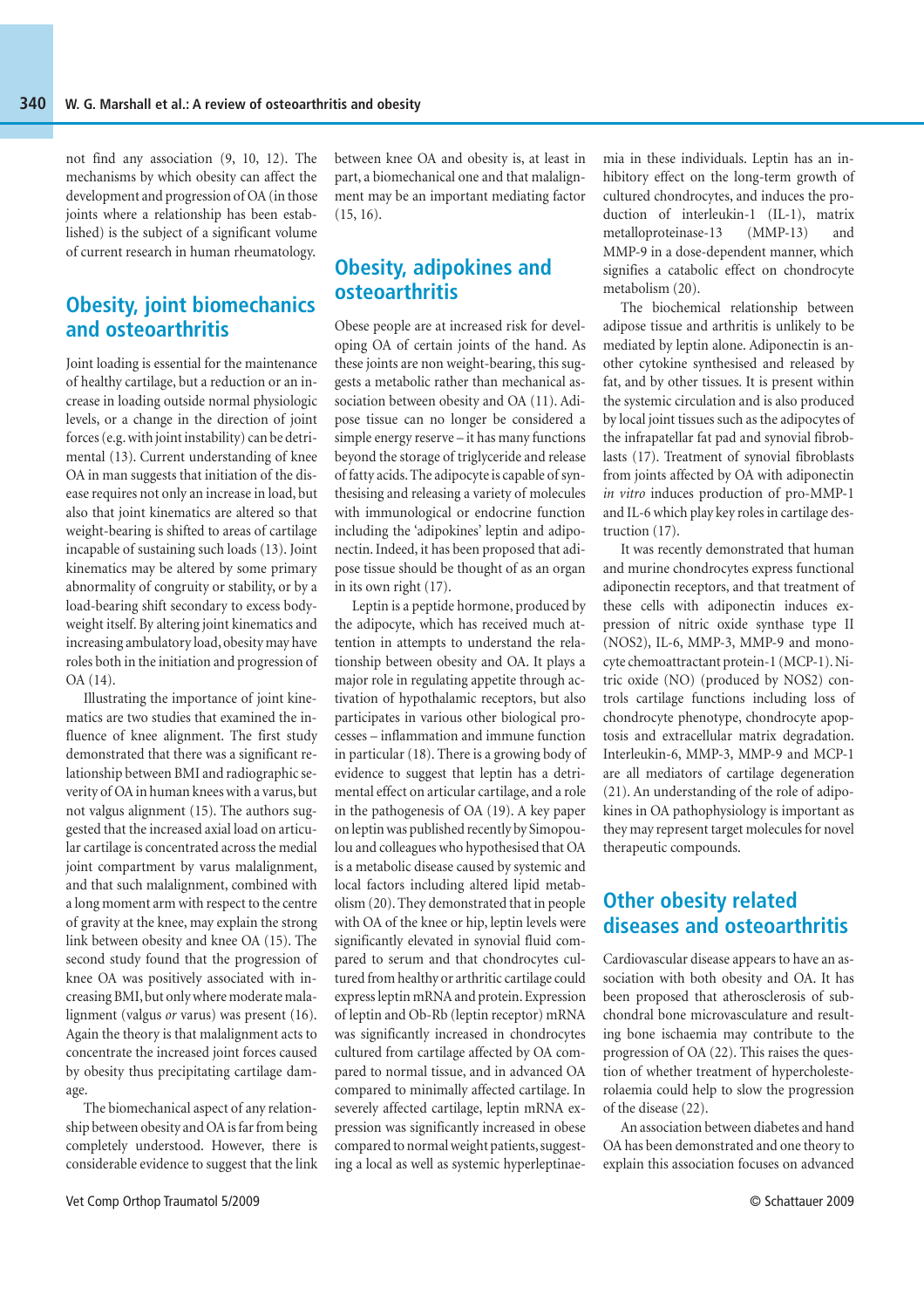not find any association (9, 10, 12). The mechanisms by which obesity can affect the development and progression of OA (in those joints where a relationship has been established) is the subject of a significant volume of current research in human rheumatology.

## Obesity, joint biomechanics and osteoarthritis

Joint loading is essential for the maintenance of healthy cartilage, but a reduction or an increase in loading outside normal physiologic levels, or a change in the direction of joint forces (e.g. with joint instability) can be detrimental (13). Current understanding of knee OA in man suggests that initiation of the disease requires not only an increase in load, but also that joint kinematics are altered so that weight-bearing is shifted to areas of cartilage incapable of sustaining such loads (13). Joint kinematics may be altered by some primary abnormality of congruity or stability, or by a load-bearing shift secondary to excess bodyweight itself. By altering joint kinematics and increasing ambulatory load, obesity may have roles both in the initiation and progression of OA (14).

Illustrating the importance of joint kinematics are two studies that examined the influence of knee alignment. The first study demonstrated that there was a significant relationship between BMI and radiographic severity of OA in human knees with a varus, but not valgus alignment (15). The authors suggested that the increased axial load on articular cartilage is concentrated across the medial joint compartment by varus malalignment, and that such malalignment, combined with a long moment arm with respect to the centre of gravity at the knee, may explain the strong link between obesity and knee OA (15). The second study found that the progression of knee OA was positively associated with increasing BMI, but only where moderate malalignment (valgus *or* varus) was present (16). Again the theory is that malalignment acts to concentrate the increased joint forces caused by obesity thus precipitating cartilage damage.

The biomechanical aspect of any relationship between obesity and OA is far from being completely understood. However, there is considerable evidence to suggest that the link between knee OA and obesity is, at least in part, a biomechanical one and that malalignment may be an important mediating factor (15, 16).

## Obesity, adipokines and osteoarthritis

Obese people are at increased risk for developing OA of certain joints of the hand. As these joints are non weight-bearing, this suggests a metabolic rather than mechanical association between obesity and OA (11). Adipose tissue can no longer be considered a simple energy reserve – it has many functions beyond the storage of triglyceride and release of fatty acids. The adipocyte is capable of synthesising and releasing a variety of molecules with immunological or endocrine function including the 'adipokines' leptin and adiponectin. Indeed, it has been proposed that adipose tissue should be thought of as an organ in its own right (17).

Leptin is a peptide hormone, produced by the adipocyte, which has received much attention in attempts to understand the relationship between obesity and OA. It plays a major role in regulating appetite through activation of hypothalamic receptors, but also participates in various other biological processes – inflammation and immune function in particular (18). There is a growing body of evidence to suggest that leptin has a detrimental effect on articular cartilage, and a role in the pathogenesis of OA (19). A key paper on leptin was published recently by Simopoulou and colleagues who hypothesised that OA is a metabolic disease caused by systemic and local factors including altered lipid metabolism (20). They demonstrated that in people with OA of the knee or hip, leptin levels were significantly elevated in synovial fluid compared to serum and that chondrocytes cultured from healthy or arthritic cartilage could express leptin mRNA and protein. Expression of leptin and Ob-Rb (leptin receptor) mRNA was significantly increased in chondrocytes cultured from cartilage affected by OA compared to normal tissue, and in advanced OA compared to minimally affected cartilage. In severely affected cartilage, leptin mRNA expression was significantly increased in obese compared to normal weight patients, suggesting a local as well as systemic hyperleptinaemia in these individuals. Leptin has an inhibitory effect on the long-term growth of cultured chondrocytes, and induces the production of interleukin-1 (IL-1), matrix metalloproteinase-13 (MMP-13) and MMP-9 in a dose-dependent manner, which signifies a catabolic effect on chondrocyte metabolism (20).

The biochemical relationship between adipose tissue and arthritis is unlikely to be mediated by leptin alone. Adiponectin is another cytokine synthesised and released by fat, and by other tissues. It is present within the systemic circulation and is also produced by local joint tissues such as the adipocytes of the infrapatellar fat pad and synovial fibroblasts (17). Treatment of synovial fibroblasts from joints affected by OA with adiponectin *in vitro* induces production of pro-MMP-1 and IL-6 which play key roles in cartilage destruction (17).

It was recently demonstrated that human and murine chondrocytes express functional adiponectin receptors, and that treatment of these cells with adiponectin induces expression of nitric oxide synthase type II (NOS2), IL-6, MMP-3, MMP-9 and monocyte chemoattractant protein-1 (MCP-1). Nitric oxide (NO) (produced by NOS2) controls cartilage functions including loss of chondrocyte phenotype, chondrocyte apoptosis and extracellular matrix degradation. Interleukin-6, MMP-3, MMP-9 and MCP-1 are all mediators of cartilage degeneration (21). An understanding of the role of adipokines in OA pathophysiology is important as they may represent target molecules for novel therapeutic compounds.

## Other obesity related diseases and osteoarthritis

Cardiovascular disease appears to have an association with both obesity and OA. It has been proposed that atherosclerosis of subchondral bone microvasculature and resulting bone ischaemia may contribute to the progression of OA (22). This raises the question of whether treatment of hypercholesterolaemia could help to slow the progression of the disease (22).

An association between diabetes and hand OA has been demonstrated and one theory to explain this association focuses on advanced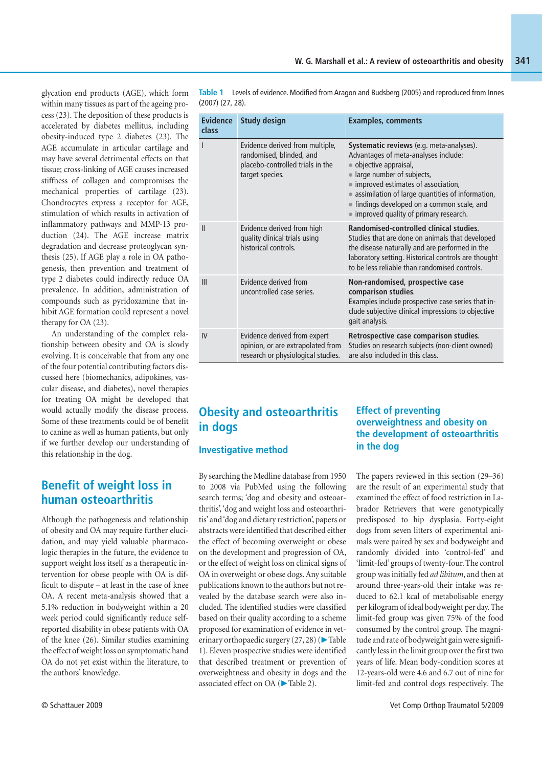glycation end products (AGE), which form within many tissues as part of the ageing process (23). The deposition of these products is accelerated by diabetes mellitus, including obesity-induced type 2 diabetes (23). The AGE accumulate in articular cartilage and may have several detrimental effects on that tissue; cross-linking of AGE causes increased stiffness of collagen and compromises the mechanical properties of cartilage (23). Chondrocytes express a receptor for AGE, stimulation of which results in activation of inflammatory pathways and MMP-13 production (24). The AGE increase matrix degradation and decrease proteoglycan synthesis (25). If AGE play a role in OA pathogenesis, then prevention and treatment of type 2 diabetes could indirectly reduce OA prevalence. In addition, administration of compounds such as pyridoxamine that inhibit AGE formation could represent a novel therapy for OA (23).

An understanding of the complex relationship between obesity and OA is slowly evolving. It is conceivable that from any one of the four potential contributing factors discussed here (biomechanics, adipokines, vascular disease, and diabetes), novel therapies for treating OA might be developed that would actually modify the disease process. Some of these treatments could be of benefit to canine as well as human patients, but only if we further develop our understanding of this relationship in the dog.

## Benefit of weight loss in human osteoarthritis

Although the pathogenesis and relationship of obesity and OA may require further elucidation, and may yield valuable pharmacologic therapies in the future, the evidence to support weight loss itself as a therapeutic intervention for obese people with OA is difficult to dispute – at least in the case of knee OA. A recent meta-analysis showed that a 5.1% reduction in bodyweight within a 20 week period could significantly reduce self-reported disability in obese patients with OA of the knee (26). Similar studies examining the effect of weight loss on symptomatic hand OA do not yet exist within the literature, to the authors' knowledge.

**Table 1** Levels of evidence. Modified from Aragon and Budsberg (2005) and reproduced from Innes (2007) (27, 28).

| Evidence class | Study design | Examples, comments |
|---|---|---|
| I | Evidence derived from multiple, randomised, blinded, and placebo-controlled trials in the target species. | **Systematic reviews** (e.g. meta-analyses). Advantages of meta-analyses include: • objective appraisal, • large number of subjects, • improved estimates of association, • assimilation of large quantities of information, • findings developed on a common scale, and • improved quality of primary research. |
| II | Evidence derived from high quality clinical trials using historical controls. | **Randomised-controlled clinical studies.** Studies that are done on animals that developed the disease naturally and are performed in the laboratory setting. Historical controls are thought to be less reliable than randomised controls. |
| III | Evidence derived from uncontrolled case series. | **Non-randomised, prospective case comparison studies.** Examples include prospective case series that include subjective clinical impressions to objective gait analysis. |
| IV | Evidence derived from expert opinion, or are extrapolated from research or physiological studies. | **Retrospective case comparison studies.** Studies on research subjects (non-client owned) are also included in this class. |

## Obesity and osteoarthritis in dogs

### Investigative method

By searching the Medline database from 1950 to 2008 via PubMed using the following search terms; 'dog and obesity and osteoarthritis', 'dog and weight loss and osteoarthritis' and 'dog and dietary restriction', papers or abstracts were identified that described either the effect of becoming overweight or obese on the development and progression of OA, or the effect of weight loss on clinical signs of OA in overweight or obese dogs. Any suitable publications known to the authors but not revealed by the database search were also included. The identified studies were classified based on their quality according to a scheme proposed for examination of evidence in veterinary orthopaedic surgery (27, 28) (►Table 1). Eleven prospective studies were identified that described treatment or prevention of overweightness and obesity in dogs and the associated effect on OA (►Table 2).

### Effect of preventing overweightness and obesity on the development of osteoarthritis in the dog

The papers reviewed in this section (29–36) are the result of an experimental study that examined the effect of food restriction in Labrador Retrievers that were genotypically predisposed to hip dysplasia. Forty-eight dogs from seven litters of experimental animals were paired by sex and bodyweight and randomly divided into 'control-fed' and 'limit-fed' groups of twenty-four dogs. The control group was initially fed *ad libitum*, and then at around three-years-old their intake was reduced to 62.1 kcal of metabolisable energy per kilogram of ideal bodyweight per day. The limit-fed group was given 75% of the food consumed by the control group. The magnitude and rate of bodyweight gain were significantly less in the limit group over the first two years of life. Mean body-condition scores at 12-years-old were 4.6 and 6.7 out of nine for limit-fed and control dogs respectively. The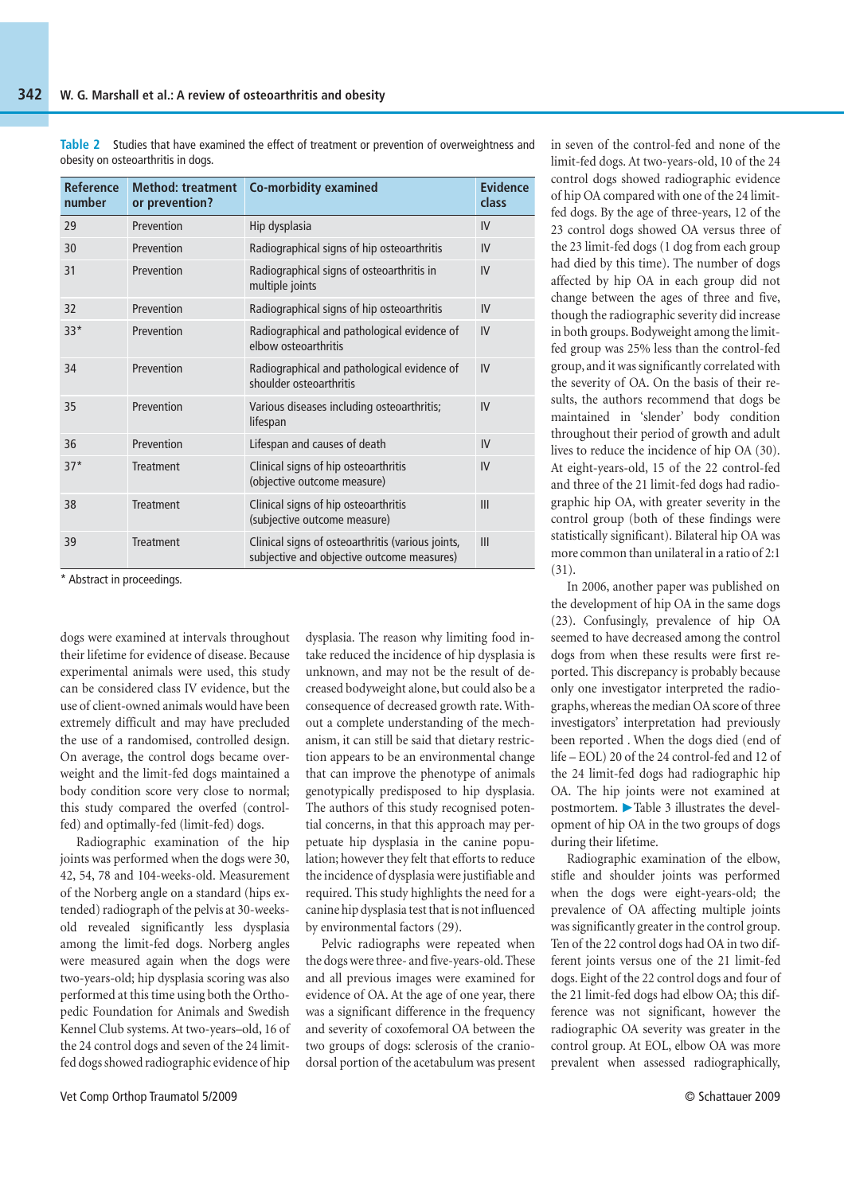**Table 2** Studies that have examined the effect of treatment or prevention of overweightness and obesity on osteoarthritis in dogs.

| Reference number | Method: treatment or prevention? | Co-morbidity examined | Evidence class |
|---|---|---|---|
| 29 | Prevention | Hip dysplasia | IV |
| 30 | Prevention | Radiographical signs of hip osteoarthritis | IV |
| 31 | Prevention | Radiographical signs of osteoarthritis in multiple joints | IV |
| 32 | Prevention | Radiographical signs of hip osteoarthritis | IV |
| 33* | Prevention | Radiographical and pathological evidence of elbow osteoarthritis | IV |
| 34 | Prevention | Radiographical and pathological evidence of shoulder osteoarthritis | IV |
| 35 | Prevention | Various diseases including osteoarthritis; lifespan | IV |
| 36 | Prevention | Lifespan and causes of death | IV |
| 37* | Treatment | Clinical signs of hip osteoarthritis (objective outcome measure) | IV |
| 38 | Treatment | Clinical signs of hip osteoarthritis (subjective outcome measure) | III |
| 39 | Treatment | Clinical signs of osteoarthritis (various joints, subjective and objective outcome measures) | III |

\* Abstract in proceedings.

dogs were examined at intervals throughout their lifetime for evidence of disease. Because experimental animals were used, this study can be considered class IV evidence, but the use of client-owned animals would have been extremely difficult and may have precluded the use of a randomised, controlled design. On average, the control dogs became overweight and the limit-fed dogs maintained a body condition score very close to normal; this study compared the overfed (control-fed) and optimally-fed (limit-fed) dogs.

Radiographic examination of the hip joints was performed when the dogs were 30, 42, 54, 78 and 104-weeks-old. Measurement of the Norberg angle on a standard (hips extended) radiograph of the pelvis at 30-weeks-old revealed significantly less dysplasia among the limit-fed dogs. Norberg angles were measured again when the dogs were two-years-old; hip dysplasia scoring was also performed at this time using both the Orthopedic Foundation for Animals and Swedish Kennel Club systems. At two-years–old, 16 of the 24 control dogs and seven of the 24 limit-fed dogs showed radiographic evidence of hip dysplasia. The reason why limiting food intake reduced the incidence of hip dysplasia is unknown, and may not be the result of decreased bodyweight alone, but could also be a consequence of decreased growth rate. Without a complete understanding of the mechanism, it can still be said that dietary restriction appears to be an environmental change that can improve the phenotype of animals genotypically predisposed to hip dysplasia. The authors of this study recognised potential concerns, in that this approach may perpetuate hip dysplasia in the canine population; however they felt that efforts to reduce the incidence of dysplasia were justifiable and required. This study highlights the need for a canine hip dysplasia test that is not influenced by environmental factors (29).

Pelvic radiographs were repeated when the dogs were three- and five-years-old. These and all previous images were examined for evidence of OA. At the age of one year, there was a significant difference in the frequency and severity of coxofemoral OA between the two groups of dogs: sclerosis of the craniodorsal portion of the acetabulum was present in seven of the control-fed and none of the limit-fed dogs. At two-years-old, 10 of the 24 control dogs showed radiographic evidence of hip OA compared with one of the 24 limit-fed dogs. By the age of three-years, 12 of the 23 control dogs showed OA versus three of the 23 limit-fed dogs (1 dog from each group had died by this time). The number of dogs affected by hip OA in each group did not change between the ages of three and five, though the radiographic severity did increase in both groups. Bodyweight among the limit-fed group was 25% less than the control-fed group, and it was significantly correlated with the severity of OA. On the basis of their results, the authors recommend that dogs be maintained in 'slender' body condition throughout their period of growth and adult lives to reduce the incidence of hip OA (30). At eight-years-old, 15 of the 22 control-fed and three of the 21 limit-fed dogs had radiographic hip OA, with greater severity in the control group (both of these findings were statistically significant). Bilateral hip OA was more common than unilateral in a ratio of 2:1 (31).

In 2006, another paper was published on the development of hip OA in the same dogs (23). Confusingly, prevalence of hip OA seemed to have decreased among the control dogs from when these results were first reported. This discrepancy is probably because only one investigator interpreted the radiographs, whereas the median OA score of three investigators' interpretation had previously been reported . When the dogs died (end of life – EOL) 20 of the 24 control-fed and 12 of the 24 limit-fed dogs had radiographic hip OA. The hip joints were not examined at postmortem. ►Table 3 illustrates the development of hip OA in the two groups of dogs during their lifetime.

Radiographic examination of the elbow, stifle and shoulder joints was performed when the dogs were eight-years-old; the prevalence of OA affecting multiple joints was significantly greater in the control group. Ten of the 22 control dogs had OA in two different joints versus one of the 21 limit-fed dogs. Eight of the 22 control dogs and four of the 21 limit-fed dogs had elbow OA; this difference was not significant, however the radiographic OA severity was greater in the control group. At EOL, elbow OA was more prevalent when assessed radiographically,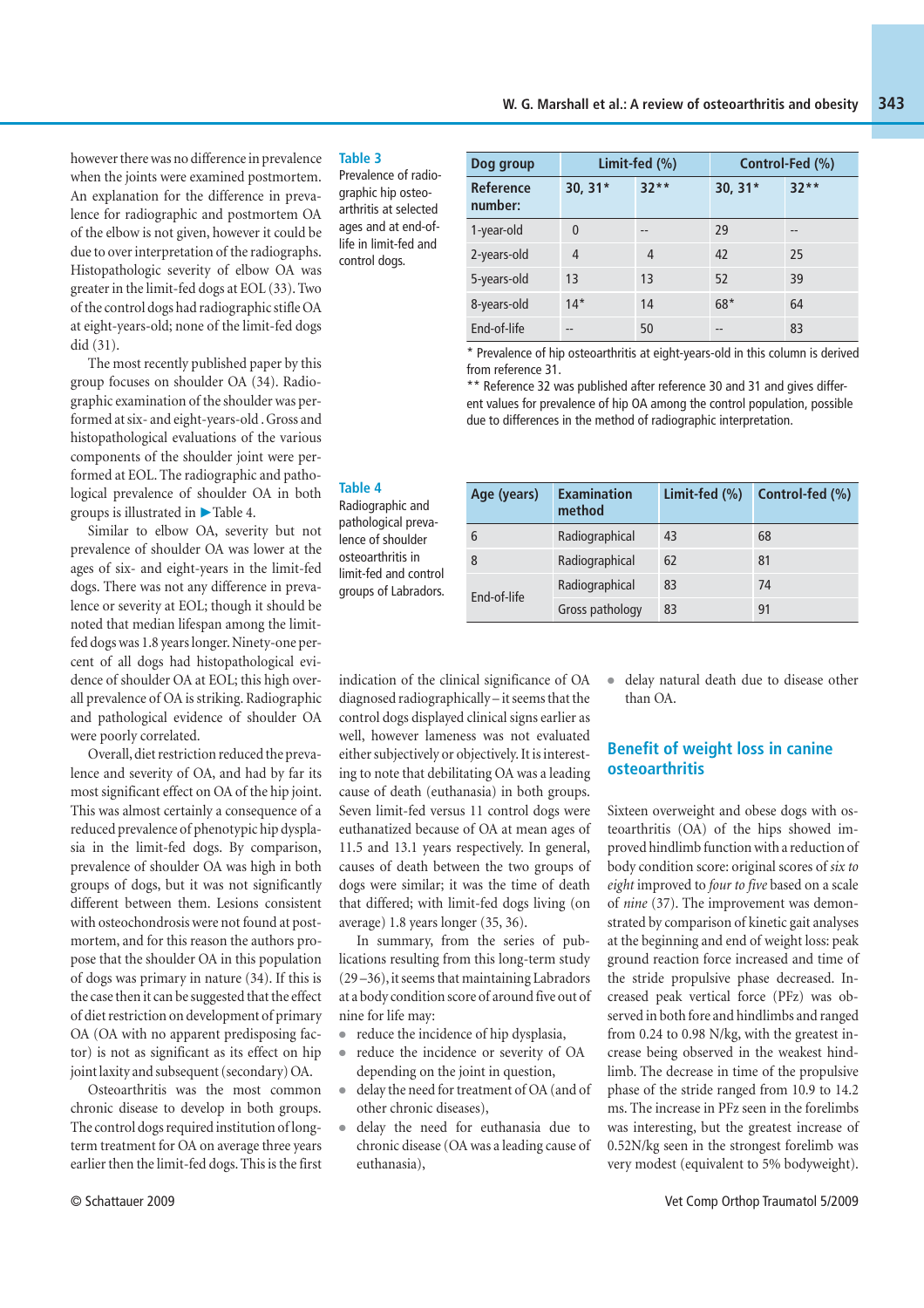however there was no difference in prevalence when the joints were examined postmortem. An explanation for the difference in prevalence for radiographic and postmortem OA of the elbow is not given, however it could be due to over interpretation of the radiographs. Histopathologic severity of elbow OA was greater in the limit-fed dogs at EOL (33). Two of the control dogs had radiographic stifle OA at eight-years-old; none of the limit-fed dogs did (31).

The most recently published paper by this group focuses on shoulder OA (34). Radiographic examination of the shoulder was performed at six- and eight-years-old . Gross and histopathological evaluations of the various components of the shoulder joint were performed at EOL. The radiographic and pathological prevalence of shoulder OA in both groups is illustrated in ►Table 4.

Similar to elbow OA, severity but not prevalence of shoulder OA was lower at the ages of six- and eight-years in the limit-fed dogs. There was not any difference in prevalence or severity at EOL; though it should be noted that median lifespan among the limit-fed dogs was 1.8 years longer. Ninety-one percent of all dogs had histopathological evidence of shoulder OA at EOL; this high overall prevalence of OA is striking. Radiographic and pathological evidence of shoulder OA were poorly correlated.

Overall, diet restriction reduced the prevalence and severity of OA, and had by far its most significant effect on OA of the hip joint. This was almost certainly a consequence of a reduced prevalence of phenotypic hip dysplasia in the limit-fed dogs. By comparison, prevalence of shoulder OA was high in both groups of dogs, but it was not significantly different between them. Lesions consistent with osteochondrosis were not found at postmortem, and for this reason the authors propose that the shoulder OA in this population of dogs was primary in nature (34). If this is the case then it can be suggested that the effect of diet restriction on development of primary OA (OA with no apparent predisposing factor) is not as significant as its effect on hip joint laxity and subsequent (secondary) OA.

Osteoarthritis was the most common chronic disease to develop in both groups. The control dogs required institution of long-term treatment for OA on average three years earlier then the limit-fed dogs. This is the first indication of the clinical significance of OA diagnosed radiographically – it seems that the control dogs displayed clinical signs earlier as well, however lameness was not evaluated either subjectively or objectively. It is interesting to note that debilitating OA was a leading cause of death (euthanasia) in both groups. Seven limit-fed versus 11 control dogs were euthanatized because of OA at mean ages of 11.5 and 13.1 years respectively. In general, causes of death between the two groups of dogs were similar; it was the time of death that differed; with limit-fed dogs living (on average) 1.8 years longer (35, 36).

In summary, from the series of publications resulting from this long-term study (29–36), it seems that maintaining Labradors at a body condition score of around five out of nine for life may:

- reduce the incidence of hip dysplasia,
- reduce the incidence or severity of OA depending on the joint in question,
- delay the need for treatment of OA (and of other chronic diseases),
- delay the need for euthanasia due to chronic disease (OA was a leading cause of euthanasia),
- delay natural death due to disease other than OA.

**Table 3** Prevalence of radiographic hip osteoarthritis at selected ages and at end-of-life in limit-fed and control dogs.

| Dog group | Limit-fed (%) | | Control-Fed (%) | |
|---|---|---|---|---|
| Reference number: | 30, 31* | 32** | 30, 31* | 32** |
| 1-year-old | 0 | -- | 29 | -- |
| 2-years-old | 4 | 4 | 42 | 25 |
| 5-years-old | 13 | 13 | 52 | 39 |
| 8-years-old | 14* | 14 | 68* | 64 |
| End-of-life | -- | 50 | -- | 83 |

\* Prevalence of hip osteoarthritis at eight-years-old in this column is derived from reference 31.
\*\* Reference 32 was published after reference 30 and 31 and gives different values for prevalence of hip OA among the control population, possible due to differences in the method of radiographic interpretation.

**Table 4** Radiographic and pathological prevalence of shoulder osteoarthritis in limit-fed and control groups of Labradors.

| Age (years) | Examination method | Limit-fed (%) | Control-fed (%) |
|---|---|---|---|
| 6 | Radiographical | 43 | 68 |
| 8 | Radiographical | 62 | 81 |
| End-of-life | Radiographical | 83 | 74 |
| | Gross pathology | 83 | 91 |

## Benefit of weight loss in canine osteoarthritis

Sixteen overweight and obese dogs with osteoarthritis (OA) of the hips showed improved hindlimb function with a reduction of body condition score: original scores of *six to eight* improved to *four to five* based on a scale of *nine* (37). The improvement was demonstrated by comparison of kinetic gait analyses at the beginning and end of weight loss: peak ground reaction force increased and time of the stride propulsive phase decreased. Increased peak vertical force (PFz) was observed in both fore and hindlimbs and ranged from 0.24 to 0.98 N/kg, with the greatest increase being observed in the weakest hindlimb. The decrease in time of the propulsive phase of the stride ranged from 10.9 to 14.2 ms. The increase in PFz seen in the forelimbs was interesting, but the greatest increase of 0.52N/kg seen in the strongest forelimb was very modest (equivalent to 5% bodyweight).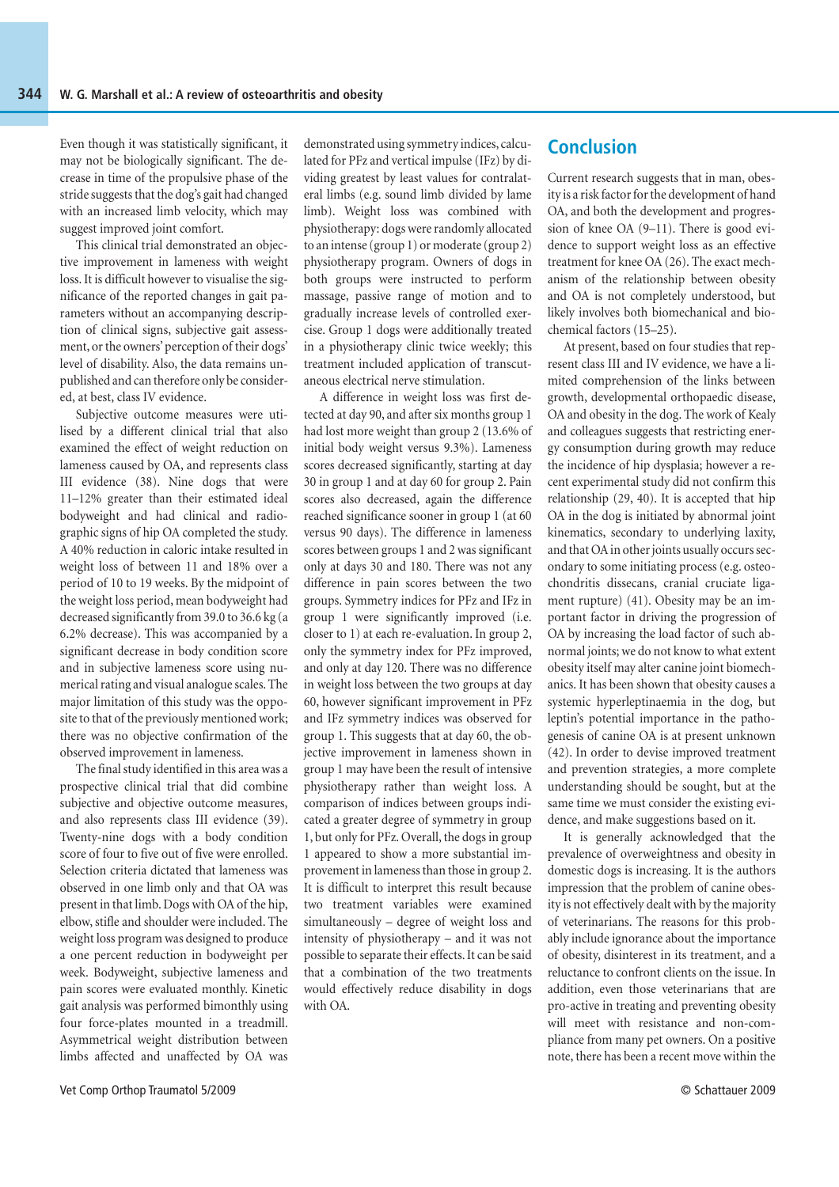Even though it was statistically significant, it may not be biologically significant. The decrease in time of the propulsive phase of the stride suggests that the dog's gait had changed with an increased limb velocity, which may suggest improved joint comfort.

This clinical trial demonstrated an objective improvement in lameness with weight loss. It is difficult however to visualise the significance of the reported changes in gait parameters without an accompanying description of clinical signs, subjective gait assessment, or the owners' perception of their dogs' level of disability. Also, the data remains unpublished and can therefore only be considered, at best, class IV evidence.

Subjective outcome measures were utilised by a different clinical trial that also examined the effect of weight reduction on lameness caused by OA, and represents class III evidence (38). Nine dogs that were 11–12% greater than their estimated ideal bodyweight and had clinical and radiographic signs of hip OA completed the study. A 40% reduction in caloric intake resulted in weight loss of between 11 and 18% over a period of 10 to 19 weeks. By the midpoint of the weight loss period, mean bodyweight had decreased significantly from 39.0 to 36.6 kg (a 6.2% decrease). This was accompanied by a significant decrease in body condition score and in subjective lameness score using numerical rating and visual analogue scales. The major limitation of this study was the opposite to that of the previously mentioned work; there was no objective confirmation of the observed improvement in lameness.

The final study identified in this area was a prospective clinical trial that did combine subjective and objective outcome measures, and also represents class III evidence (39). Twenty-nine dogs with a body condition score of four to five out of five were enrolled. Selection criteria dictated that lameness was observed in one limb only and that OA was present in that limb. Dogs with OA of the hip, elbow, stifle and shoulder were included. The weight loss program was designed to produce a one percent reduction in bodyweight per week. Bodyweight, subjective lameness and pain scores were evaluated monthly. Kinetic gait analysis was performed bimonthly using four force-plates mounted in a treadmill. Asymmetrical weight distribution between limbs affected and unaffected by OA was demonstrated using symmetry indices, calculated for PFz and vertical impulse (IFz) by dividing greatest by least values for contralateral limbs (e.g. sound limb divided by lame limb). Weight loss was combined with physiotherapy: dogs were randomly allocated to an intense (group 1) or moderate (group 2) physiotherapy program. Owners of dogs in both groups were instructed to perform massage, passive range of motion and to gradually increase levels of controlled exercise. Group 1 dogs were additionally treated in a physiotherapy clinic twice weekly; this treatment included application of transcutaneous electrical nerve stimulation.

A difference in weight loss was first detected at day 90, and after six months group 1 had lost more weight than group 2 (13.6% of initial body weight versus 9.3%). Lameness scores decreased significantly, starting at day 30 in group 1 and at day 60 for group 2. Pain scores also decreased, again the difference reached significance sooner in group 1 (at 60 versus 90 days). The difference in lameness scores between groups 1 and 2 was significant only at days 30 and 180. There was not any difference in pain scores between the two groups. Symmetry indices for PFz and IFz in group 1 were significantly improved (i.e. closer to 1) at each re-evaluation. In group 2, only the symmetry index for PFz improved, and only at day 120. There was no difference in weight loss between the two groups at day 60, however significant improvement in PFz and IFz symmetry indices was observed for group 1. This suggests that at day 60, the objective improvement in lameness shown in group 1 may have been the result of intensive physiotherapy rather than weight loss. A comparison of indices between groups indicated a greater degree of symmetry in group 1, but only for PFz. Overall, the dogs in group 1 appeared to show a more substantial improvement in lameness than those in group 2. It is difficult to interpret this result because two treatment variables were examined simultaneously – degree of weight loss and intensity of physiotherapy – and it was not possible to separate their effects. It can be said that a combination of the two treatments would effectively reduce disability in dogs with OA.

## Conclusion

Current research suggests that in man, obesity is a risk factor for the development of hand OA, and both the development and progression of knee OA (9–11). There is good evidence to support weight loss as an effective treatment for knee OA (26). The exact mechanism of the relationship between obesity and OA is not completely understood, but likely involves both biomechanical and biochemical factors (15–25).

At present, based on four studies that represent class III and IV evidence, we have a limited comprehension of the links between growth, developmental orthopaedic disease, OA and obesity in the dog. The work of Kealy and colleagues suggests that restricting energy consumption during growth may reduce the incidence of hip dysplasia; however a recent experimental study did not confirm this relationship (29, 40). It is accepted that hip OA in the dog is initiated by abnormal joint kinematics, secondary to underlying laxity, and that OA in other joints usually occurs secondary to some initiating process (e.g. osteochondritis dissecans, cranial cruciate ligament rupture) (41). Obesity may be an important factor in driving the progression of OA by increasing the load factor of such abnormal joints; we do not know to what extent obesity itself may alter canine joint biomechanics. It has been shown that obesity causes a systemic hyperleptinaemia in the dog, but leptin's potential importance in the pathogenesis of canine OA is at present unknown (42). In order to devise improved treatment and prevention strategies, a more complete understanding should be sought, but at the same time we must consider the existing evidence, and make suggestions based on it.

It is generally acknowledged that the prevalence of overweightness and obesity in domestic dogs is increasing. It is the authors impression that the problem of canine obesity is not effectively dealt with by the majority of veterinarians. The reasons for this probably include ignorance about the importance of obesity, disinterest in its treatment, and a reluctance to confront clients on the issue. In addition, even those veterinarians that are pro-active in treating and preventing obesity will meet with resistance and non-compliance from many pet owners. On a positive note, there has been a recent move within the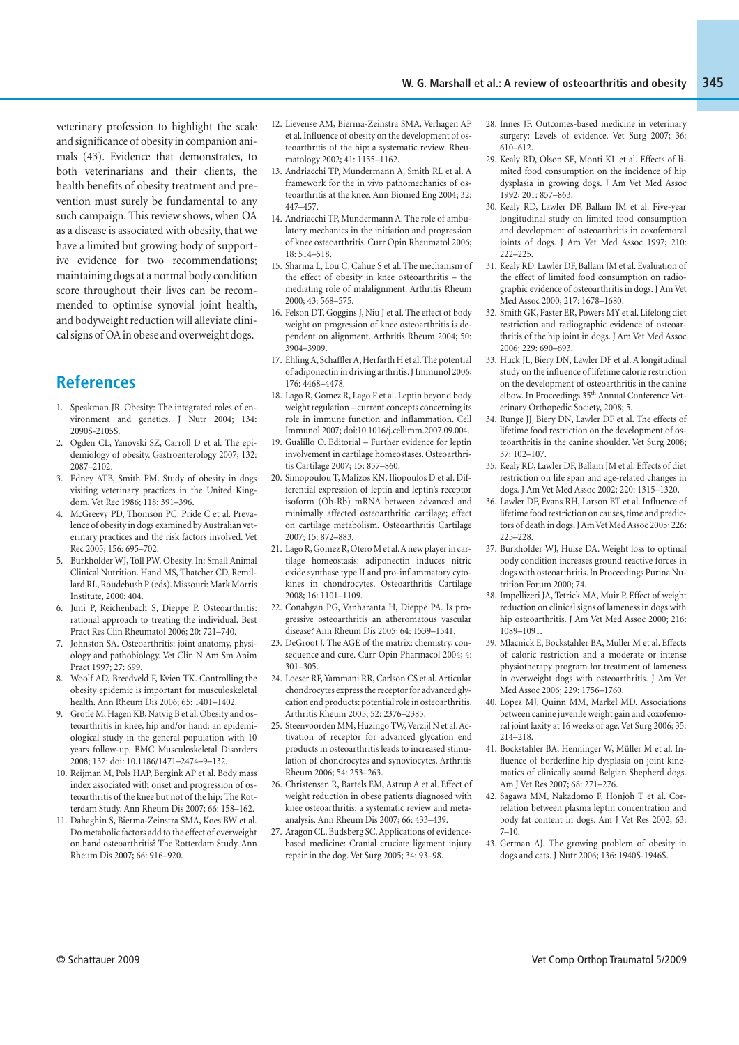veterinary profession to highlight the scale and significance of obesity in companion animals (43). Evidence that demonstrates, to both veterinarians and their clients, the health benefits of obesity treatment and prevention must surely be fundamental to any such campaign. This review shows, when OA as a disease is associated with obesity, that we have a limited but growing body of supportive evidence for two recommendations; maintaining dogs at a normal body condition score throughout their lives can be recommended to optimise synovial joint health, and bodyweight reduction will alleviate clinical signs of OA in obese and overweight dogs.

## References

1. Speakman JR. Obesity: The integrated roles of environment and genetics. J Nutr 2004; 134: 2090S-2105S.
2. Ogden CL, Yanovski SZ, Carroll D et al. The epidemiology of obesity. Gastroenterology 2007; 132: 2087–2102.
3. Edney ATB, Smith PM. Study of obesity in dogs visiting veterinary practices in the United Kingdom. Vet Rec 1986; 118: 391–396.
4. McGreevy PD, Thomson PC, Pride C et al. Prevalence of obesity in dogs examined by Australian veterinary practices and the risk factors involved. Vet Rec 2005; 156: 695–702.
5. Burkholder WJ, Toll PW. Obesity. In: Small Animal Clinical Nutrition. Hand MS, Thatcher CD, Remillard RL, Roudebush P (eds). Missouri: Mark Morris Institute, 2000: 404.
6. Juni P, Reichenbach S, Dieppe P. Osteoarthritis: rational approach to treating the individual. Best Pract Res Clin Rheumatol 2006; 20: 721–740.
7. Johnston SA. Osteoarthritis: joint anatomy, physiology and pathobiology. Vet Clin N Am Sm Anim Pract 1997; 27: 699.
8. Woolf AD, Breedveld F, Kvien TK. Controlling the obesity epidemic is important for musculoskeletal health. Ann Rheum Dis 2006; 65: 1401–1402.
9. Grotle M, Hagen KB, Natvig B et al. Obesity and osteoarthritis in knee, hip and/or hand: an epidemiological study in the general population with 10 years follow-up. BMC Musculoskeletal Disorders 2008; 132: doi: 10.1186/1471–2474–9–132.
10. Reijman M, Pols HAP, Bergink AP et al. Body mass index associated with onset and progression of osteoarthritis of the knee but not of the hip: The Rotterdam Study. Ann Rheum Dis 2007; 66: 158–162.
11. Dahaghin S, Bierma-Zeinstra SMA, Koes BW et al. Do metabolic factors add to the effect of overweight on hand osteoarthritis? The Rotterdam Study. Ann Rheum Dis 2007; 66: 916–920.
12. Lievense AM, Bierma-Zeinstra SMA, Verhagen AP et al. Influence of obesity on the development of osteoarthritis of the hip: a systematic review. Rheumatology 2002; 41: 1155–1162.
13. Andriacchi TP, Mundermann A, Smith RL et al. A framework for the in vivo pathomechanics of osteoarthritis at the knee. Ann Biomed Eng 2004; 32: 447–457.
14. Andriacchi TP, Mundermann A. The role of ambulatory mechanics in the initiation and progression of knee osteoarthritis. Curr Opin Rheumatol 2006; 18: 514–518.
15. Sharma L, Lou C, Cahue S et al. The mechanism of the effect of obesity in knee osteoarthritis – the mediating role of malalignment. Arthritis Rheum 2000; 43: 568–575.
16. Felson DT, Goggins J, Niu J et al. The effect of body weight on progression of knee osteoarthritis is dependent on alignment. Arthritis Rheum 2004; 50: 3904–3909.
17. Ehling A, Schaffler A, Herfarth H et al. The potential of adiponectin in driving arthritis. J Immunol 2006; 176: 4468–4478.
18. Lago R, Gomez R, Lago F et al. Leptin beyond body weight regulation – current concepts concerning its role in immune function and inflammation. Cell Immunol 2007; doi:10.1016/j.cellimm.2007.09.004.
19. Gualillo O. Editorial – Further evidence for leptin involvement in cartilage homeostases. Osteoarthritis Cartilage 2007; 15: 857–860.
20. Simopoulou T, Malizos KN, Iliopoulos D et al. Differential expression of leptin and leptin's receptor isoform (Ob-Rb) mRNA between advanced and minimally affected osteoarthritic cartilage; effect on cartilage metabolism. Osteoarthritis Cartilage 2007; 15: 872–883.
21. Lago R, Gomez R, Otero M et al. A new player in cartilage homeostasis: adiponectin induces nitric oxide synthase type II and pro-inflammatory cytokines in chondrocytes. Osteoarthritis Cartilage 2008; 16: 1101–1109.
22. Conahgan PG, Vanharanta H, Dieppe PA. Is progressive osteoarthritis an atheromatous vascular disease? Ann Rheum Dis 2005; 64: 1539–1541.
23. DeGroot J. The AGE of the matrix: chemistry, consequence and cure. Curr Opin Pharmacol 2004; 4: 301–305.
24. Loeser RF, Yammani RR, Carlson CS et al. Articular chondrocytes express the receptor for advanced glycation end products: potential role in osteoarthritis. Arthritis Rheum 2005; 52: 2376–2385.
25. Steenvoorden MM, Huzingo TW, Verzijl N et al. Activation of receptor for advanced glycation end products in osteoarthritis leads to increased stimulation of chondrocytes and synoviocytes. Arthritis Rheum 2006; 54: 253–263.
26. Christensen R, Bartels EM, Astrup A et al. Effect of weight reduction in obese patients diagnosed with knee osteoarthritis: a systematic review and meta-analysis. Ann Rheum Dis 2007; 66: 433–439.
27. Aragon CL, Budsberg SC. Applications of evidence-based medicine: Cranial cruciate ligament injury repair in the dog. Vet Surg 2005; 34: 93–98.
28. Innes JF. Outcomes-based medicine in veterinary surgery: Levels of evidence. Vet Surg 2007; 36: 610–612.
29. Kealy RD, Olson SE, Monti KL et al. Effects of limited food consumption on the incidence of hip dysplasia in growing dogs. J Am Vet Med Assoc 1992; 201: 857–863.
30. Kealy RD, Lawler DF, Ballam JM et al. Five-year longitudinal study on limited food consumption and development of osteoarthritis in coxofemoral joints of dogs. J Am Vet Med Assoc 1997; 210: 222–225.
31. Kealy RD, Lawler DF, Ballam JM et al. Evaluation of the effect of limited food consumption on radiographic evidence of osteoarthritis in dogs. J Am Vet Med Assoc 2000; 217: 1678–1680.
32. Smith GK, Paster ER, Powers MY et al. Lifelong diet restriction and radiographic evidence of osteoarthritis of the hip joint in dogs. J Am Vet Med Assoc 2006; 229: 690–693.
33. Huck JL, Biery DN, Lawler DF et al. A longitudinal study on the influence of lifetime calorie restriction on the development of osteoarthritis in the canine elbow. In Proceedings 35th Annual Conference Veterinary Orthopedic Society, 2008; 5.
34. Runge JJ, Biery DN, Lawler DF et al. The effects of lifetime food restriction on the development of osteoarthritis in the canine shoulder. Vet Surg 2008; 37: 102–107.
35. Kealy RD, Lawler DF, Ballam JM et al. Effects of diet restriction on life span and age-related changes in dogs. J Am Vet Med Assoc 2002; 220: 1315–1320.
36. Lawler DF, Evans RH, Larson BT et al. Influence of lifetime food restriction on causes, time and predictors of death in dogs. J Am Vet Med Assoc 2005; 226: 225–228.
37. Burkholder WJ, Hulse DA. Weight loss to optimal body condition increases ground reactive forces in dogs with osteoarthritis. In Proceedings Purina Nutrition Forum 2000; 74.
38. Impellizeri JA, Tetrick MA, Muir P. Effect of weight reduction on clinical signs of lameness in dogs with hip osteoarthritis. J Am Vet Med Assoc 2000; 216: 1089–1091.
39. Mlacnick E, Bockstahler BA, Muller M et al. Effects of caloric restriction and a moderate or intense physiotherapy program for treatment of lameness in overweight dogs with osteoarthritis. J Am Vet Med Assoc 2006; 229: 1756–1760.
40. Lopez MJ, Quinn MM, Markel MD. Associations between canine juvenile weight gain and coxofemoral joint laxity at 16 weeks of age. Vet Surg 2006; 35: 214–218.
41. Bockstahler BA, Henninger W, Müller M et al. Influence of borderline hip dysplasia on joint kinematics of clinically sound Belgian Shepherd dogs. Am J Vet Res 2007; 68: 271–276.
42. Sagawa MM, Nakadomo F, Honjoh T et al. Correlation between plasma leptin concentration and body fat content in dogs. Am J Vet Res 2002; 63: 7–10.
43. German AJ. The growing problem of obesity in dogs and cats. J Nutr 2006; 136: 1940S-1946S.